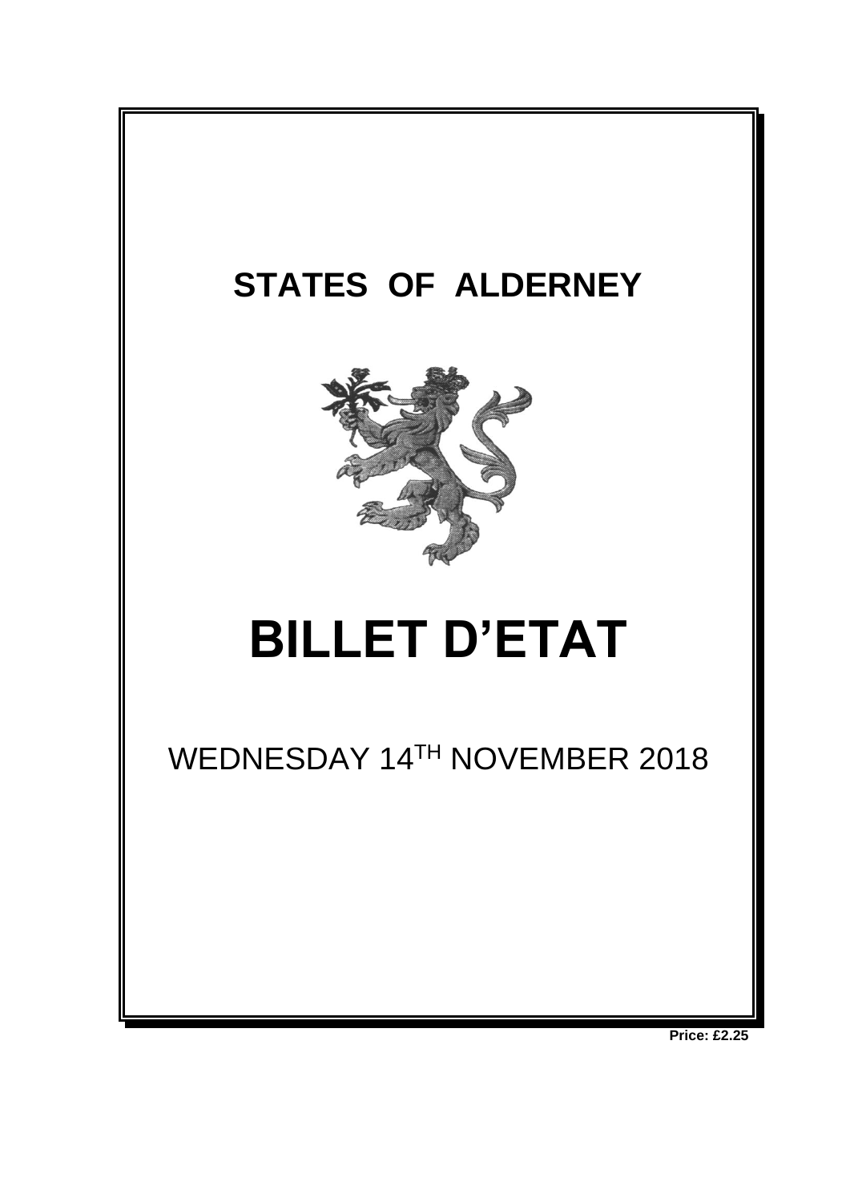# STATES OF ALDERNEY

# BILLET D'ETAT

WEDNESDAY 14TH NOVEMBER 2018

**Price: £2.25**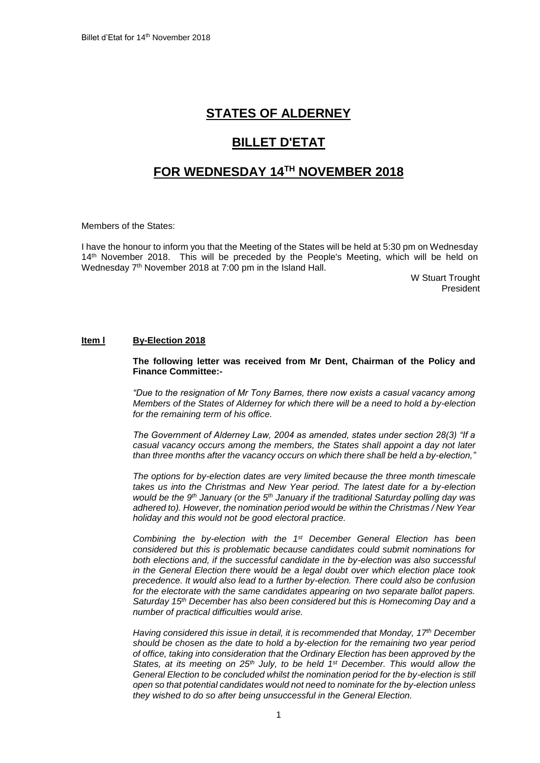# STATES OF ALDERNEY

# BILLET D'ETAT

# FOR WEDNESDAY 14TH NOVEMBER 2018

Members of the States:

I have the honour to inform you that the Meeting of the States will be held at 5:30 pm on Wednesday 14th November 2018. This will be preceded by the People's Meeting, which will be held on Wednesday 7th November 2018 at 7:00 pm in the Island Hall.

W Stuart Trought
President

**Item l** **By-Election 2018**

**The following letter was received from Mr Dent, Chairman of the Policy and Finance Committee:-**

*"Due to the resignation of Mr Tony Barnes, there now exists a casual vacancy among Members of the States of Alderney for which there will be a need to hold a by-election for the remaining term of his office.*

*The Government of Alderney Law, 2004 as amended, states under section 28(3) "If a casual vacancy occurs among the members, the States shall appoint a day not later than three months after the vacancy occurs on which there shall be held a by-election,"*

*The options for by-election dates are very limited because the three month timescale takes us into the Christmas and New Year period. The latest date for a by-election would be the 9th January (or the 5th January if the traditional Saturday polling day was adhered to). However, the nomination period would be within the Christmas / New Year holiday and this would not be good electoral practice.*

*Combining the by-election with the 1st December General Election has been considered but this is problematic because candidates could submit nominations for both elections and, if the successful candidate in the by-election was also successful in the General Election there would be a legal doubt over which election place took precedence. It would also lead to a further by-election. There could also be confusion for the electorate with the same candidates appearing on two separate ballot papers. Saturday 15th December has also been considered but this is Homecoming Day and a number of practical difficulties would arise.*

*Having considered this issue in detail, it is recommended that Monday, 17th December should be chosen as the date to hold a by-election for the remaining two year period of office, taking into consideration that the Ordinary Election has been approved by the States, at its meeting on 25th July, to be held 1st December. This would allow the General Election to be concluded whilst the nomination period for the by-election is still open so that potential candidates would not need to nominate for the by-election unless they wished to do so after being unsuccessful in the General Election.*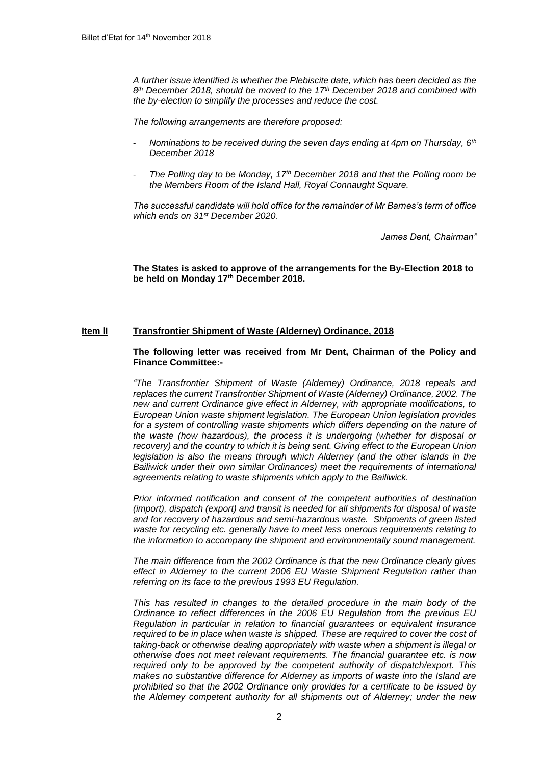*A further issue identified is whether the Plebiscite date, which has been decided as the 8th December 2018, should be moved to the 17th December 2018 and combined with the by-election to simplify the processes and reduce the cost.*

*The following arrangements are therefore proposed:*

- *Nominations to be received during the seven days ending at 4pm on Thursday, 6th December 2018*
- *The Polling day to be Monday, 17th December 2018 and that the Polling room be the Members Room of the Island Hall, Royal Connaught Square.*

*The successful candidate will hold office for the remainder of Mr Barnes's term of office which ends on 31st December 2020.*

*James Dent, Chairman"*

**The States is asked to approve of the arrangements for the By-Election 2018 to be held on Monday 17th December 2018.**

## Item ll **Transfrontier Shipment of Waste (Alderney) Ordinance, 2018**

**The following letter was received from Mr Dent, Chairman of the Policy and Finance Committee:-**

*"The Transfrontier Shipment of Waste (Alderney) Ordinance, 2018 repeals and replaces the current Transfrontier Shipment of Waste (Alderney) Ordinance, 2002. The new and current Ordinance give effect in Alderney, with appropriate modifications, to European Union waste shipment legislation. The European Union legislation provides for a system of controlling waste shipments which differs depending on the nature of the waste (how hazardous), the process it is undergoing (whether for disposal or recovery) and the country to which it is being sent. Giving effect to the European Union legislation is also the means through which Alderney (and the other islands in the Bailiwick under their own similar Ordinances) meet the requirements of international agreements relating to waste shipments which apply to the Bailiwick.*

*Prior informed notification and consent of the competent authorities of destination (import), dispatch (export) and transit is needed for all shipments for disposal of waste and for recovery of hazardous and semi-hazardous waste. Shipments of green listed waste for recycling etc. generally have to meet less onerous requirements relating to the information to accompany the shipment and environmentally sound management.*

*The main difference from the 2002 Ordinance is that the new Ordinance clearly gives effect in Alderney to the current 2006 EU Waste Shipment Regulation rather than referring on its face to the previous 1993 EU Regulation.*

*This has resulted in changes to the detailed procedure in the main body of the Ordinance to reflect differences in the 2006 EU Regulation from the previous EU Regulation in particular in relation to financial guarantees or equivalent insurance required to be in place when waste is shipped. These are required to cover the cost of taking-back or otherwise dealing appropriately with waste when a shipment is illegal or otherwise does not meet relevant requirements. The financial guarantee etc. is now required only to be approved by the competent authority of dispatch/export. This makes no substantive difference for Alderney as imports of waste into the Island are prohibited so that the 2002 Ordinance only provides for a certificate to be issued by the Alderney competent authority for all shipments out of Alderney; under the new*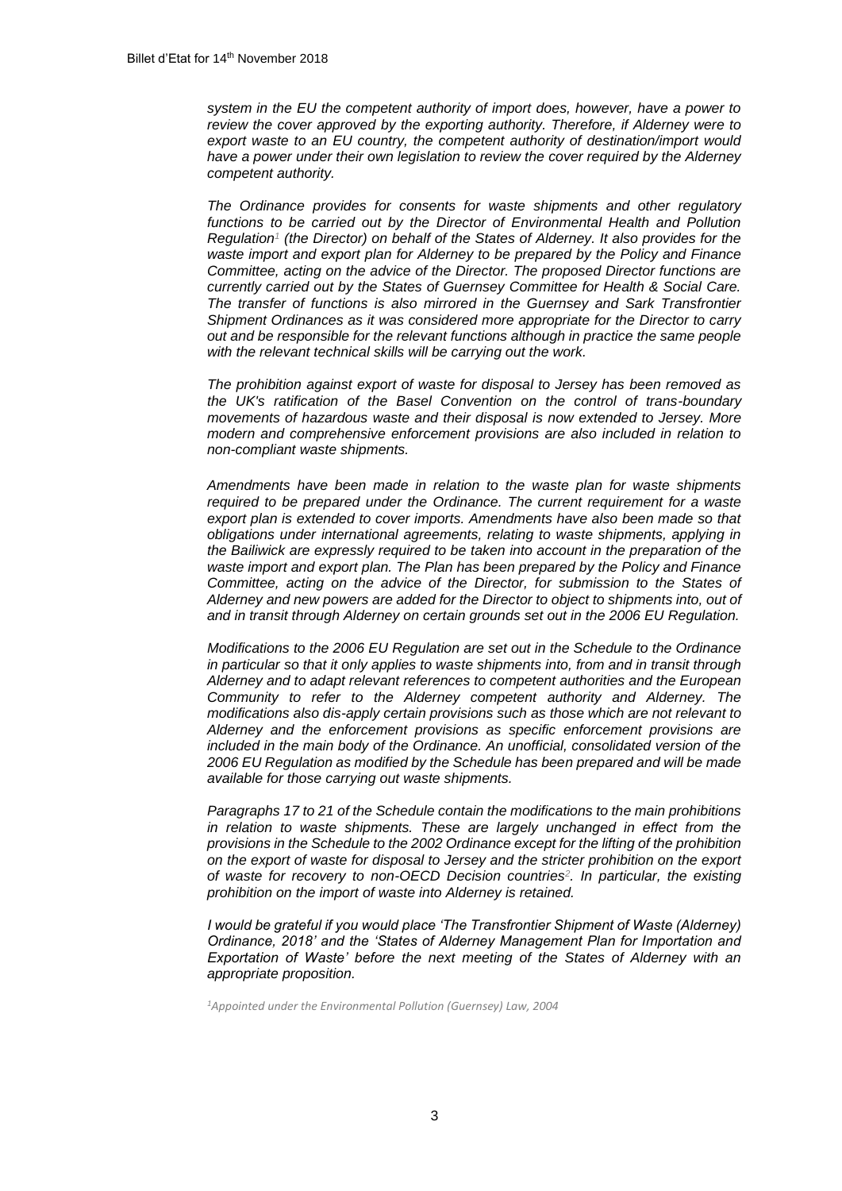*system in the EU the competent authority of import does, however, have a power to review the cover approved by the exporting authority. Therefore, if Alderney were to export waste to an EU country, the competent authority of destination/import would have a power under their own legislation to review the cover required by the Alderney competent authority.*

*The Ordinance provides for consents for waste shipments and other regulatory functions to be carried out by the Director of Environmental Health and Pollution Regulation[1] (the Director) on behalf of the States of Alderney. It also provides for the waste import and export plan for Alderney to be prepared by the Policy and Finance Committee, acting on the advice of the Director. The proposed Director functions are currently carried out by the States of Guernsey Committee for Health & Social Care. The transfer of functions is also mirrored in the Guernsey and Sark Transfrontier Shipment Ordinances as it was considered more appropriate for the Director to carry out and be responsible for the relevant functions although in practice the same people with the relevant technical skills will be carrying out the work.*

*The prohibition against export of waste for disposal to Jersey has been removed as the UK's ratification of the Basel Convention on the control of trans-boundary movements of hazardous waste and their disposal is now extended to Jersey. More modern and comprehensive enforcement provisions are also included in relation to non-compliant waste shipments.*

*Amendments have been made in relation to the waste plan for waste shipments required to be prepared under the Ordinance. The current requirement for a waste export plan is extended to cover imports. Amendments have also been made so that obligations under international agreements, relating to waste shipments, applying in the Bailiwick are expressly required to be taken into account in the preparation of the waste import and export plan. The Plan has been prepared by the Policy and Finance Committee, acting on the advice of the Director, for submission to the States of Alderney and new powers are added for the Director to object to shipments into, out of and in transit through Alderney on certain grounds set out in the 2006 EU Regulation.*

*Modifications to the 2006 EU Regulation are set out in the Schedule to the Ordinance in particular so that it only applies to waste shipments into, from and in transit through Alderney and to adapt relevant references to competent authorities and the European Community to refer to the Alderney competent authority and Alderney. The modifications also dis-apply certain provisions such as those which are not relevant to Alderney and the enforcement provisions as specific enforcement provisions are included in the main body of the Ordinance. An unofficial, consolidated version of the 2006 EU Regulation as modified by the Schedule has been prepared and will be made available for those carrying out waste shipments.*

*Paragraphs 17 to 21 of the Schedule contain the modifications to the main prohibitions in relation to waste shipments. These are largely unchanged in effect from the provisions in the Schedule to the 2002 Ordinance except for the lifting of the prohibition on the export of waste for disposal to Jersey and the stricter prohibition on the export of waste for recovery to non-OECD Decision countries[2]. In particular, the existing prohibition on the import of waste into Alderney is retained.*

*I would be grateful if you would place 'The Transfrontier Shipment of Waste (Alderney) Ordinance, 2018' and the 'States of Alderney Management Plan for Importation and Exportation of Waste' before the next meeting of the States of Alderney with an appropriate proposition.*

*[1]Appointed under the Environmental Pollution (Guernsey) Law, 2004*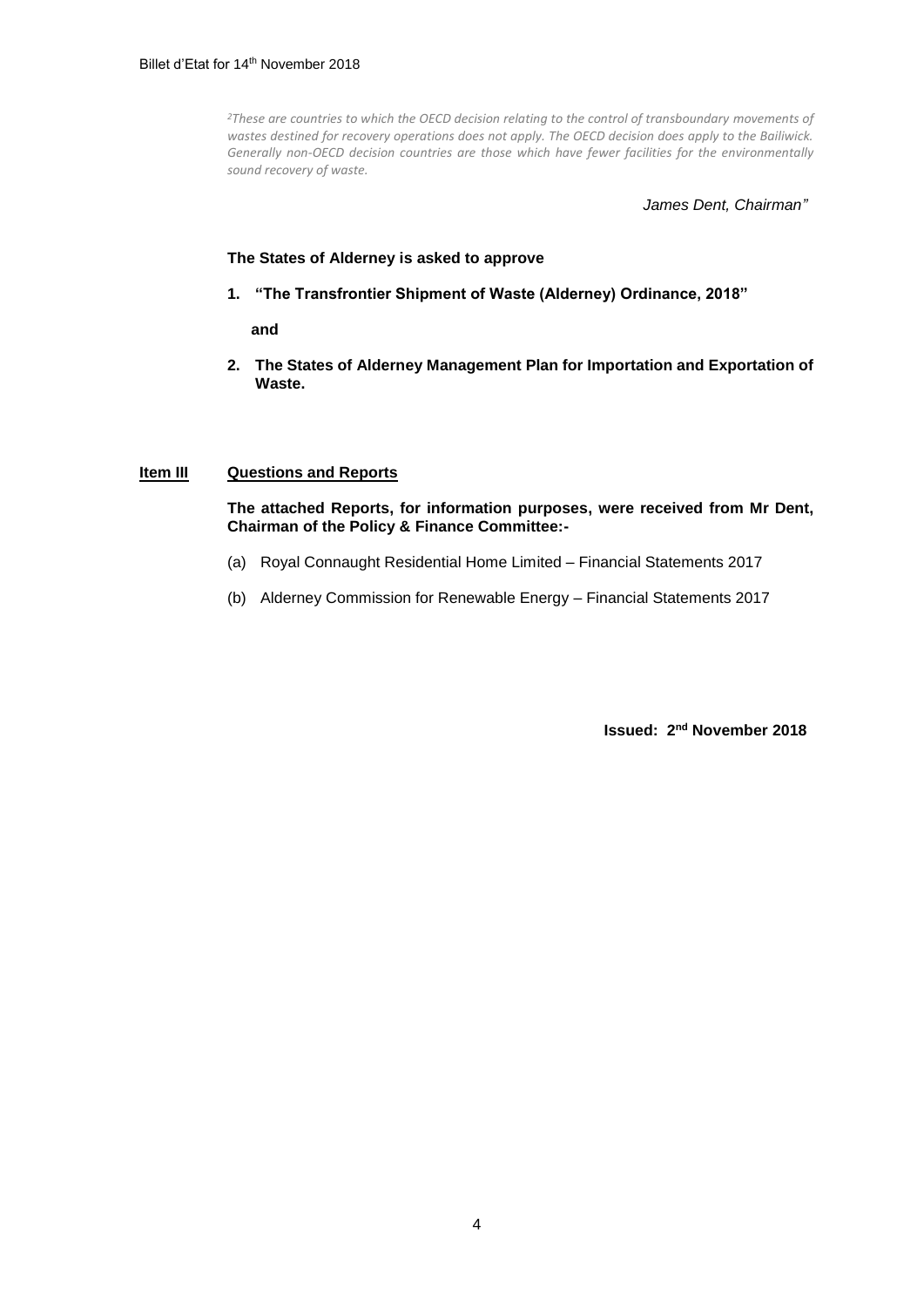[2]These are countries to which the OECD decision relating to the control of transboundary movements of wastes destined for recovery operations does not apply. The OECD decision does apply to the Bailiwick. Generally non-OECD decision countries are those which have fewer facilities for the environmentally sound recovery of waste.*

*James Dent, Chairman"*

**The States of Alderney is asked to approve**

1. **"The Transfrontier Shipment of Waste (Alderney) Ordinance, 2018"**

   **and**

2. **The States of Alderney Management Plan for Importation and Exportation of Waste.**

## Item III Questions and Reports

**The attached Reports, for information purposes, were received from Mr Dent, Chairman of the Policy & Finance Committee:-**

(a) Royal Connaught Residential Home Limited – Financial Statements 2017

(b) Alderney Commission for Renewable Energy – Financial Statements 2017

**Issued: 2nd November 2018**